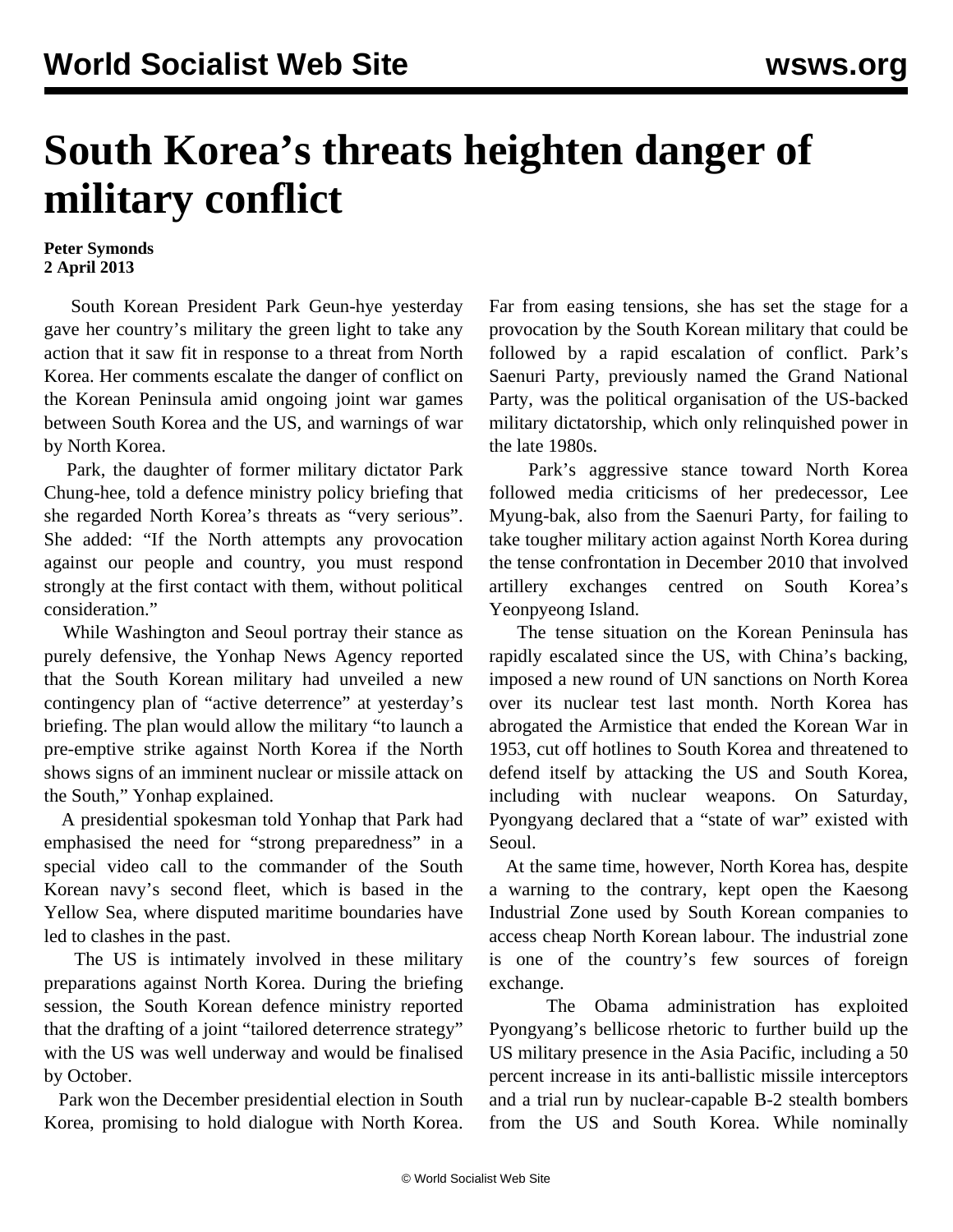# South Korea's threats heighten danger of military conflict

**Peter Symonds**
**2 April 2013**

South Korean President Park Geun-hye yesterday gave her country's military the green light to take any action that it saw fit in response to a threat from North Korea. Her comments escalate the danger of conflict on the Korean Peninsula amid ongoing joint war games between South Korea and the US, and warnings of war by North Korea.

Park, the daughter of former military dictator Park Chung-hee, told a defence ministry policy briefing that she regarded North Korea's threats as "very serious". She added: "If the North attempts any provocation against our people and country, you must respond strongly at the first contact with them, without political consideration."

While Washington and Seoul portray their stance as purely defensive, the Yonhap News Agency reported that the South Korean military had unveiled a new contingency plan of "active deterrence" at yesterday's briefing. The plan would allow the military "to launch a pre-emptive strike against North Korea if the North shows signs of an imminent nuclear or missile attack on the South," Yonhap explained.

A presidential spokesman told Yonhap that Park had emphasised the need for "strong preparedness" in a special video call to the commander of the South Korean navy's second fleet, which is based in the Yellow Sea, where disputed maritime boundaries have led to clashes in the past.

The US is intimately involved in these military preparations against North Korea. During the briefing session, the South Korean defence ministry reported that the drafting of a joint "tailored deterrence strategy" with the US was well underway and would be finalised by October.

Park won the December presidential election in South Korea, promising to hold dialogue with North Korea. Far from easing tensions, she has set the stage for a provocation by the South Korean military that could be followed by a rapid escalation of conflict. Park's Saenuri Party, previously named the Grand National Party, was the political organisation of the US-backed military dictatorship, which only relinquished power in the late 1980s.

Park's aggressive stance toward North Korea followed media criticisms of her predecessor, Lee Myung-bak, also from the Saenuri Party, for failing to take tougher military action against North Korea during the tense confrontation in December 2010 that involved artillery exchanges centred on South Korea's Yeonpyeong Island.

The tense situation on the Korean Peninsula has rapidly escalated since the US, with China's backing, imposed a new round of UN sanctions on North Korea over its nuclear test last month. North Korea has abrogated the Armistice that ended the Korean War in 1953, cut off hotlines to South Korea and threatened to defend itself by attacking the US and South Korea, including with nuclear weapons. On Saturday, Pyongyang declared that a "state of war" existed with Seoul.

At the same time, however, North Korea has, despite a warning to the contrary, kept open the Kaesong Industrial Zone used by South Korean companies to access cheap North Korean labour. The industrial zone is one of the country's few sources of foreign exchange.

The Obama administration has exploited Pyongyang's bellicose rhetoric to further build up the US military presence in the Asia Pacific, including a 50 percent increase in its anti-ballistic missile interceptors and a trial run by nuclear-capable B-2 stealth bombers from the US and South Korea. While nominally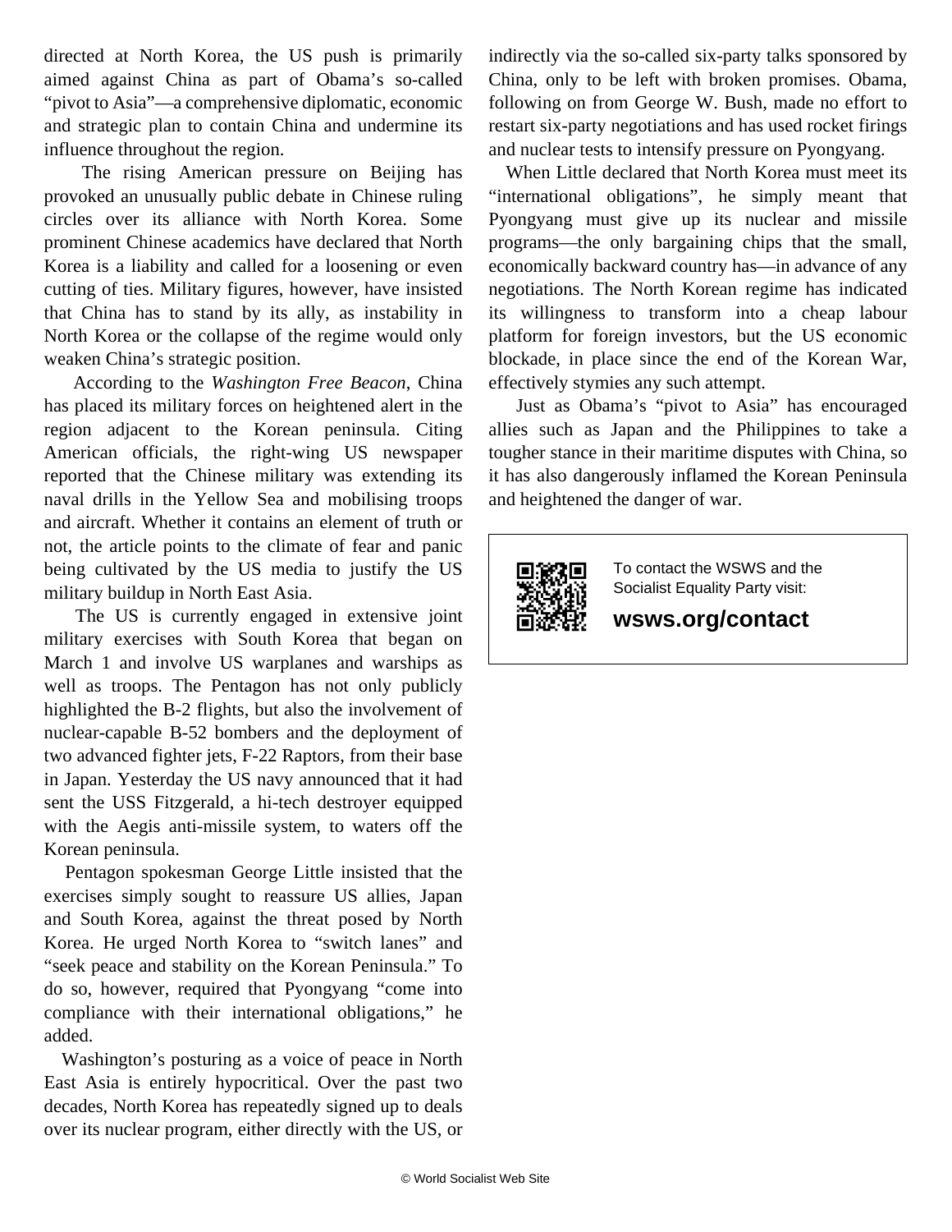directed at North Korea, the US push is primarily aimed against China as part of Obama's so-called "pivot to Asia"—a comprehensive diplomatic, economic and strategic plan to contain China and undermine its influence throughout the region.

The rising American pressure on Beijing has provoked an unusually public debate in Chinese ruling circles over its alliance with North Korea. Some prominent Chinese academics have declared that North Korea is a liability and called for a loosening or even cutting of ties. Military figures, however, have insisted that China has to stand by its ally, as instability in North Korea or the collapse of the regime would only weaken China's strategic position.

According to the *Washington Free Beacon*, China has placed its military forces on heightened alert in the region adjacent to the Korean peninsula. Citing American officials, the right-wing US newspaper reported that the Chinese military was extending its naval drills in the Yellow Sea and mobilising troops and aircraft. Whether it contains an element of truth or not, the article points to the climate of fear and panic being cultivated by the US media to justify the US military buildup in North East Asia.

The US is currently engaged in extensive joint military exercises with South Korea that began on March 1 and involve US warplanes and warships as well as troops. The Pentagon has not only publicly highlighted the B-2 flights, but also the involvement of nuclear-capable B-52 bombers and the deployment of two advanced fighter jets, F-22 Raptors, from their base in Japan. Yesterday the US navy announced that it had sent the USS Fitzgerald, a hi-tech destroyer equipped with the Aegis anti-missile system, to waters off the Korean peninsula.

Pentagon spokesman George Little insisted that the exercises simply sought to reassure US allies, Japan and South Korea, against the threat posed by North Korea. He urged North Korea to "switch lanes" and "seek peace and stability on the Korean Peninsula." To do so, however, required that Pyongyang "come into compliance with their international obligations," he added.

Washington's posturing as a voice of peace in North East Asia is entirely hypocritical. Over the past two decades, North Korea has repeatedly signed up to deals over its nuclear program, either directly with the US, or indirectly via the so-called six-party talks sponsored by China, only to be left with broken promises. Obama, following on from George W. Bush, made no effort to restart six-party negotiations and has used rocket firings and nuclear tests to intensify pressure on Pyongyang.

When Little declared that North Korea must meet its "international obligations", he simply meant that Pyongyang must give up its nuclear and missile programs—the only bargaining chips that the small, economically backward country has—in advance of any negotiations. The North Korean regime has indicated its willingness to transform into a cheap labour platform for foreign investors, but the US economic blockade, in place since the end of the Korean War, effectively stymies any such attempt.

Just as Obama's "pivot to Asia" has encouraged allies such as Japan and the Philippines to take a tougher stance in their maritime disputes with China, so it has also dangerously inflamed the Korean Peninsula and heightened the danger of war.

To contact the WSWS and the Socialist Equality Party visit:

**wsws.org/contact**